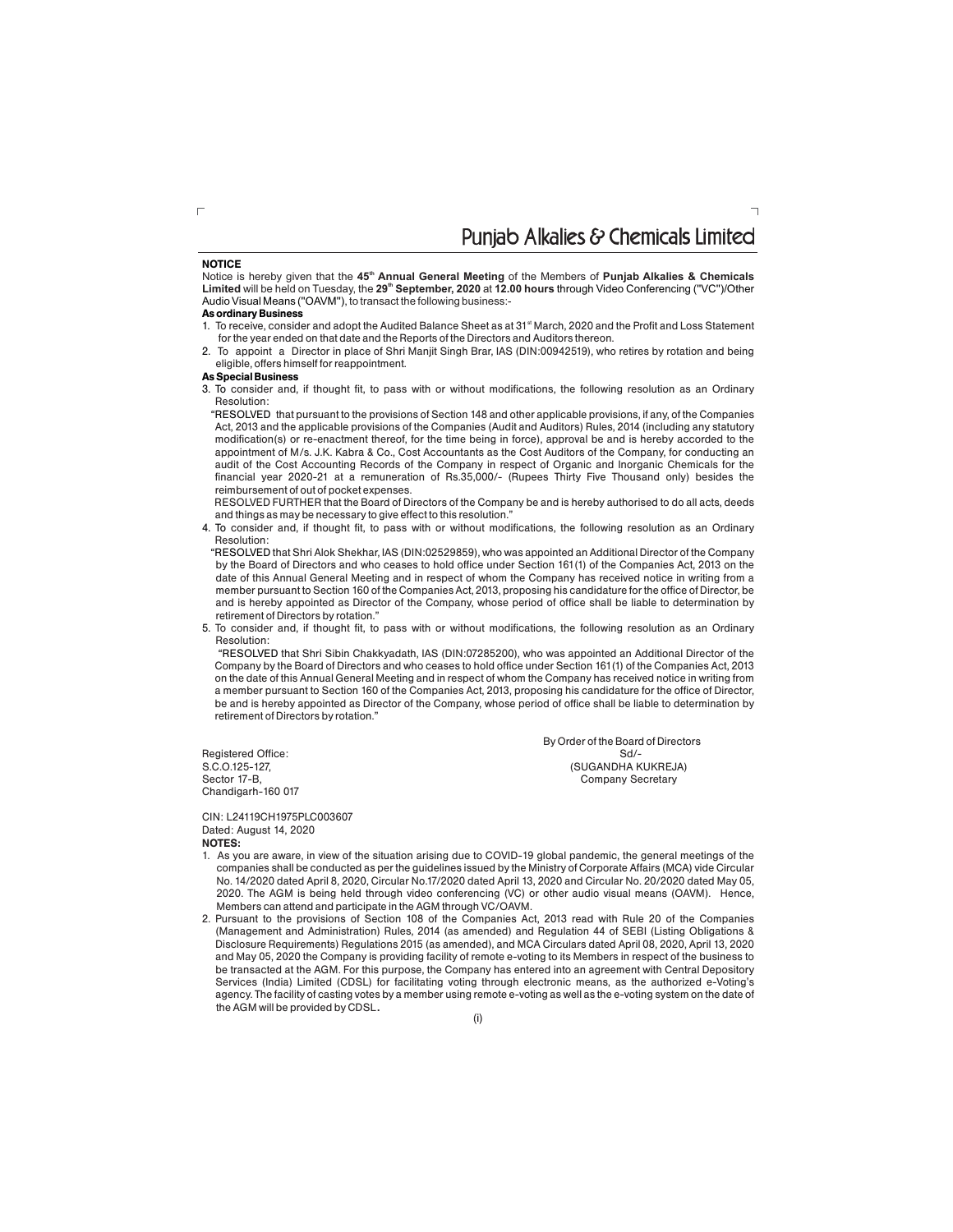## NOTICE

Notice is hereby given that the **45th Annual General Meeting** of the Members of **Punjab Alkalies & Chemicals Limited** will be held on Tuesday, the **29th September, 2020** at **12.00 hours** through Video Conferencing ("VC")/Other Audio Visual Means ("OAVM"), to transact the following business:-

**As ordinary Business**

1. To receive, consider and adopt the Audited Balance Sheet as at 31st March, 2020 and the Profit and Loss Statement for the year ended on that date and the Reports of the Directors and Auditors thereon.
2. To appoint a Director in place of Shri Manjit Singh Brar, IAS (DIN:00942519), who retires by rotation and being eligible, offers himself for reappointment.

**As Special Business**

3. To consider and, if thought fit, to pass with or without modifications, the following resolution as an Ordinary Resolution:

   "RESOLVED that pursuant to the provisions of Section 148 and other applicable provisions, if any, of the Companies Act, 2013 and the applicable provisions of the Companies (Audit and Auditors) Rules, 2014 (including any statutory modification(s) or re-enactment thereof, for the time being in force), approval be and is hereby accorded to the appointment of M/s. J.K. Kabra & Co., Cost Accountants as the Cost Auditors of the Company, for conducting an audit of the Cost Accounting Records of the Company in respect of Organic and Inorganic Chemicals for the financial year 2020-21 at a remuneration of Rs.35,000/- (Rupees Thirty Five Thousand only) besides the reimbursement of out of pocket expenses.

   RESOLVED FURTHER that the Board of Directors of the Company be and is hereby authorised to do all acts, deeds and things as may be necessary to give effect to this resolution."

4. To consider and, if thought fit, to pass with or without modifications, the following resolution as an Ordinary Resolution:

   "RESOLVED that Shri Alok Shekhar, IAS (DIN:02529859), who was appointed an Additional Director of the Company by the Board of Directors and who ceases to hold office under Section 161(1) of the Companies Act, 2013 on the date of this Annual General Meeting and in respect of whom the Company has received notice in writing from a member pursuant to Section 160 of the Companies Act, 2013, proposing his candidature for the office of Director, be and is hereby appointed as Director of the Company, whose period of office shall be liable to determination by retirement of Directors by rotation."

5. To consider and, if thought fit, to pass with or without modifications, the following resolution as an Ordinary Resolution:

   "RESOLVED that Shri Sibin Chakkyadath, IAS (DIN:07285200), who was appointed an Additional Director of the Company by the Board of Directors and who ceases to hold office under Section 161(1) of the Companies Act, 2013 on the date of this Annual General Meeting and in respect of whom the Company has received notice in writing from a member pursuant to Section 160 of the Companies Act, 2013, proposing his candidature for the office of Director, be and is hereby appointed as Director of the Company, whose period of office shall be liable to determination by retirement of Directors by rotation."

By Order of the Board of Directors
Sd/-
(SUGANDHA KUKREJA)
Company Secretary

Registered Office:
S.C.O.125-127,
Sector 17-B,
Chandigarh-160 017

CIN: L24119CH1975PLC003607
Dated: August 14, 2020

**NOTES:**

1. As you are aware, in view of the situation arising due to COVID-19 global pandemic, the general meetings of the companies shall be conducted as per the guidelines issued by the Ministry of Corporate Affairs (MCA) vide Circular No. 14/2020 dated April 8, 2020, Circular No.17/2020 dated April 13, 2020 and Circular No. 20/2020 dated May 05, 2020. The AGM is being held through video conferencing (VC) or other audio visual means (OAVM). Hence, Members can attend and participate in the AGM through VC/OAVM.
2. Pursuant to the provisions of Section 108 of the Companies Act, 2013 read with Rule 20 of the Companies (Management and Administration) Rules, 2014 (as amended) and Regulation 44 of SEBI (Listing Obligations & Disclosure Requirements) Regulations 2015 (as amended), and MCA Circulars dated April 08, 2020, April 13, 2020 and May 05, 2020 the Company is providing facility of remote e-voting to its Members in respect of the business to be transacted at the AGM. For this purpose, the Company has entered into an agreement with Central Depository Services (India) Limited (CDSL) for facilitating voting through electronic means, as the authorized e-Voting's agency. The facility of casting votes by a member using remote e-voting as well as the e-voting system on the date of the AGM will be provided by CDSL.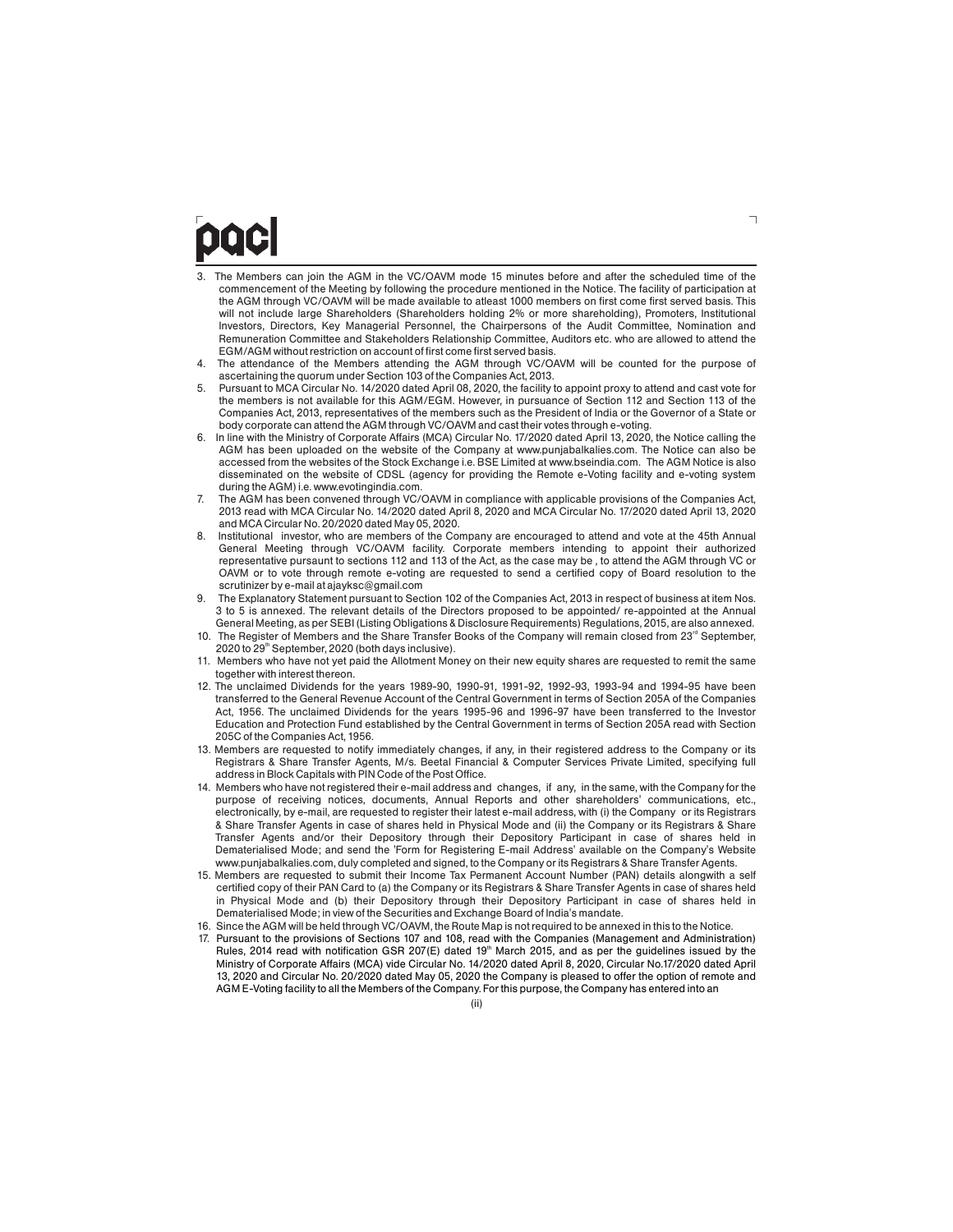3. The Members can join the AGM in the VC/OAVM mode 15 minutes before and after the scheduled time of the commencement of the Meeting by following the procedure mentioned in the Notice. The facility of participation at the AGM through VC/OAVM will be made available to atleast 1000 members on first come first served basis. This will not include large Shareholders (Shareholders holding 2% or more shareholding), Promoters, Institutional Investors, Directors, Key Managerial Personnel, the Chairpersons of the Audit Committee, Nomination and Remuneration Committee and Stakeholders Relationship Committee, Auditors etc. who are allowed to attend the EGM/AGM without restriction on account of first come first served basis.
4. The attendance of the Members attending the AGM through VC/OAVM will be counted for the purpose of ascertaining the quorum under Section 103 of the Companies Act, 2013.
5. Pursuant to MCA Circular No. 14/2020 dated April 08, 2020, the facility to appoint proxy to attend and cast vote for the members is not available for this AGM/EGM. However, in pursuance of Section 112 and Section 113 of the Companies Act, 2013, representatives of the members such as the President of India or the Governor of a State or body corporate can attend the AGM through VC/OAVM and cast their votes through e-voting.
6. In line with the Ministry of Corporate Affairs (MCA) Circular No. 17/2020 dated April 13, 2020, the Notice calling the AGM has been uploaded on the website of the Company at www.punjabalkalies.com. The Notice can also be accessed from the websites of the Stock Exchange i.e. BSE Limited at www.bseindia.com. The AGM Notice is also disseminated on the website of CDSL (agency for providing the Remote e-Voting facility and e-voting system during the AGM) i.e. www.evotingindia.com.
7. The AGM has been convened through VC/OAVM in compliance with applicable provisions of the Companies Act, 2013 read with MCA Circular No. 14/2020 dated April 8, 2020 and MCA Circular No. 17/2020 dated April 13, 2020 and MCA Circular No. 20/2020 dated May 05, 2020.
8. Institutional investor, who are members of the Company are encouraged to attend and vote at the 45th Annual General Meeting through VC/OAVM facility. Corporate members intending to appoint their authorized representative pursuant to sections 112 and 113 of the Act, as the case may be , to attend the AGM through VC or OAVM or to vote through remote e-voting are requested to send a certified copy of Board resolution to the scrutinizer by e-mail at ajayksc@gmail.com
9. The Explanatory Statement pursuant to Section 102 of the Companies Act, 2013 in respect of business at item Nos. 3 to 5 is annexed. The relevant details of the Directors proposed to be appointed/ re-appointed at the Annual General Meeting, as per SEBI (Listing Obligations & Disclosure Requirements) Regulations, 2015, are also annexed.
10. The Register of Members and the Share Transfer Books of the Company will remain closed from 23rd September, 2020 to 29th September, 2020 (both days inclusive).
11. Members who have not yet paid the Allotment Money on their new equity shares are requested to remit the same together with interest thereon.
12. The unclaimed Dividends for the years 1989-90, 1990-91, 1991-92, 1992-93, 1993-94 and 1994-95 have been transferred to the General Revenue Account of the Central Government in terms of Section 205A of the Companies Act, 1956. The unclaimed Dividends for the years 1995-96 and 1996-97 have been transferred to the Investor Education and Protection Fund established by the Central Government in terms of Section 205A read with Section 205C of the Companies Act, 1956.
13. Members are requested to notify immediately changes, if any, in their registered address to the Company or its Registrars & Share Transfer Agents, M/s. Beetal Financial & Computer Services Private Limited, specifying full address in Block Capitals with PIN Code of the Post Office.
14. Members who have not registered their e-mail address and changes, if any, in the same, with the Company for the purpose of receiving notices, documents, Annual Reports and other shareholders' communications, etc., electronically, by e-mail, are requested to register their latest e-mail address, with (i) the Company or its Registrars & Share Transfer Agents in case of shares held in Physical Mode and (ii) the Company or its Registrars & Share Transfer Agents and/or their Depository through their Depository Participant in case of shares held in Dematerialised Mode; and send the 'Form for Registering E-mail Address' available on the Company's Website www.punjabalkalies.com, duly completed and signed, to the Company or its Registrars & Share Transfer Agents.
15. Members are requested to submit their Income Tax Permanent Account Number (PAN) details alongwith a self certified copy of their PAN Card to (a) the Company or its Registrars & Share Transfer Agents in case of shares held in Physical Mode and (b) their Depository through their Depository Participant in case of shares held in Dematerialised Mode; in view of the Securities and Exchange Board of India's mandate.
16. Since the AGM will be held through VC/OAVM, the Route Map is not required to be annexed in this to the Notice.
17. Pursuant to the provisions of Sections 107 and 108, read with the Companies (Management and Administration) Rules, 2014 read with notification GSR 207(E) dated 19th March 2015, and as per the guidelines issued by the Ministry of Corporate Affairs (MCA) vide Circular No. 14/2020 dated April 8, 2020, Circular No.17/2020 dated April 13, 2020 and Circular No. 20/2020 dated May 05, 2020 the Company is pleased to offer the option of remote and AGM E-Voting facility to all the Members of the Company. For this purpose, the Company has entered into an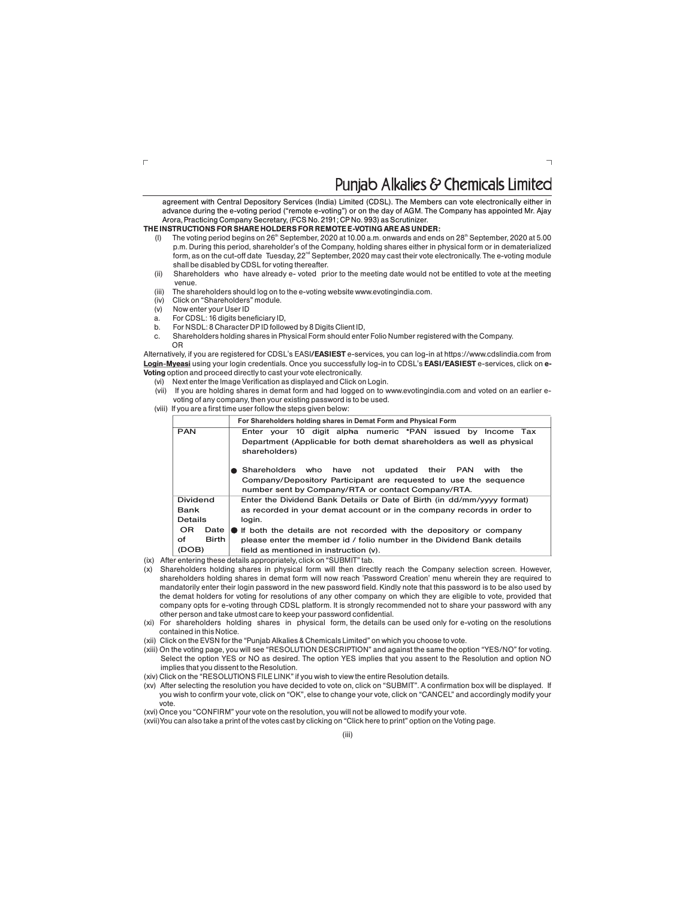agreement with Central Depository Services (India) Limited (CDSL). The Members can vote electronically either in advance during the e-voting period ("remote e-voting") or on the day of AGM. The Company has appointed Mr. Ajay Arora, Practicing Company Secretary, (FCS No. 2191; CP No. 993) as Scrutinizer.

**THE INSTRUCTIONS FOR SHARE HOLDERS FOR REMOTE E-VOTING ARE AS UNDER:**

(I) The voting period begins on 26th September, 2020 at 10.00 a.m. onwards and ends on 28th September, 2020 at 5.00 p.m. During this period, shareholder's of the Company, holding shares either in physical form or in dematerialized form, as on the cut-off date Tuesday, 22nd September, 2020 may cast their vote electronically. The e-voting module shall be disabled by CDSL for voting thereafter.

(ii) Shareholders who have already e- voted prior to the meeting date would not be entitled to vote at the meeting venue.

(iii) The shareholders should log on to the e-voting website www.evotingindia.com.

(iv) Click on "Shareholders" module.

(v) Now enter your User ID

a. For CDSL: 16 digits beneficiary ID,

b. For NSDL: 8 Character DP ID followed by 8 Digits Client ID,

c. Shareholders holding shares in Physical Form should enter Folio Number registered with the Company.

OR

Alternatively, if you are registered for CDSL's EASI/**EASIEST** e-services, you can log-in at https://www.cdslindia.com from **Login-Myeasi** using your login credentials. Once you successfully log-in to CDSL's **EASI/EASIEST** e-services, click on **e-Voting** option and proceed directly to cast your vote electronically.

(vi) Next enter the Image Verification as displayed and Click on Login.

(vii) If you are holding shares in demat form and had logged on to www.evotingindia.com and voted on an earlier e-voting of any company, then your existing password is to be used.

(viii) If you are a first time user follow the steps given below:

| | **For Shareholders holding shares in Demat Form and Physical Form** |
|---|---|
| PAN | Enter your 10 digit alpha numeric *PAN issued by Income Tax Department (Applicable for both demat shareholders as well as physical shareholders)<br><br>● Shareholders who have not updated their PAN with the Company/Depository Participant are requested to use the sequence number sent by Company/RTA or contact Company/RTA. |
| Dividend Bank Details OR Date of Birth (DOB) | Enter the Dividend Bank Details or Date of Birth (in dd/mm/yyyy format) as recorded in your demat account or in the company records in order to login.<br>● If both the details are not recorded with the depository or company please enter the member id / folio number in the Dividend Bank details field as mentioned in instruction (v). |

(ix) After entering these details appropriately, click on "SUBMIT" tab.

(x) Shareholders holding shares in physical form will then directly reach the Company selection screen. However, shareholders holding shares in demat form will now reach 'Password Creation' menu wherein they are required to mandatorily enter their login password in the new password field. Kindly note that this password is to be also used by the demat holders for voting for resolutions of any other company on which they are eligible to vote, provided that company opts for e-voting through CDSL platform. It is strongly recommended not to share your password with any other person and take utmost care to keep your password confidential.

(xi) For shareholders holding shares in physical form, the details can be used only for e-voting on the resolutions contained in this Notice.

(xii) Click on the EVSN for the "Punjab Alkalies & Chemicals Limited" on which you choose to vote.

(xiii) On the voting page, you will see "RESOLUTION DESCRIPTION" and against the same the option "YES/NO" for voting. Select the option YES or NO as desired. The option YES implies that you assent to the Resolution and option NO implies that you dissent to the Resolution.

(xiv) Click on the "RESOLUTIONS FILE LINK" if you wish to view the entire Resolution details.

(xv) After selecting the resolution you have decided to vote on, click on "SUBMIT". A confirmation box will be displayed. If you wish to confirm your vote, click on "OK", else to change your vote, click on "CANCEL" and accordingly modify your vote.

(xvi) Once you "CONFIRM" your vote on the resolution, you will not be allowed to modify your vote.

(xvii) You can also take a print of the votes cast by clicking on "Click here to print" option on the Voting page.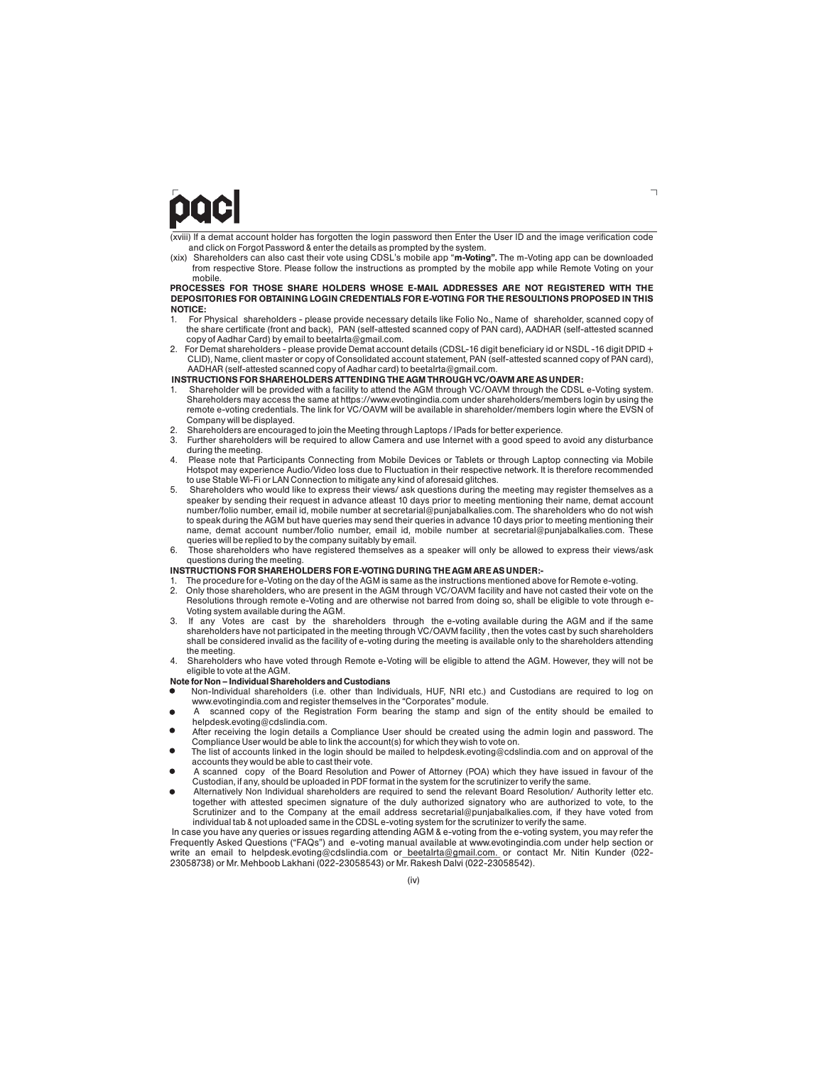(xviii) If a demat account holder has forgotten the login password then Enter the User ID and the image verification code and click on Forgot Password & enter the details as prompted by the system.

(xix) Shareholders can also cast their vote using CDSL's mobile app "**m-Voting".** The m-Voting app can be downloaded from respective Store. Please follow the instructions as prompted by the mobile app while Remote Voting on your mobile.

**PROCESSES FOR THOSE SHARE HOLDERS WHOSE E-MAIL ADDRESSES ARE NOT REGISTERED WITH THE DEPOSITORIES FOR OBTAINING LOGIN CREDENTIALS FOR E-VOTING FOR THE RESOULTIONS PROPOSED IN THIS NOTICE:**

1. For Physical shareholders - please provide necessary details like Folio No., Name of shareholder, scanned copy of the share certificate (front and back), PAN (self-attested scanned copy of PAN card), AADHAR (self-attested scanned copy of Aadhar Card) by email to beetalrta@gmail.com.
2. For Demat shareholders - please provide Demat account details (CDSL-16 digit beneficiary id or NSDL -16 digit DPID + CLID), Name, client master or copy of Consolidated account statement, PAN (self-attested scanned copy of PAN card), AADHAR (self-attested scanned copy of Aadhar card) to beetalrta@gmail.com.

**INSTRUCTIONS FOR SHAREHOLDERS ATTENDING THE AGM THROUGH VC/OAVM ARE AS UNDER:**

1. Shareholder will be provided with a facility to attend the AGM through VC/OAVM through the CDSL e-Voting system. Shareholders may access the same at https://www.evotingindia.com under shareholders/members login by using the remote e-voting credentials. The link for VC/OAVM will be available in shareholder/members login where the EVSN of Company will be displayed.
2. Shareholders are encouraged to join the Meeting through Laptops / IPads for better experience.
3. Further shareholders will be required to allow Camera and use Internet with a good speed to avoid any disturbance during the meeting.
4. Please note that Participants Connecting from Mobile Devices or Tablets or through Laptop connecting via Mobile Hotspot may experience Audio/Video loss due to Fluctuation in their respective network. It is therefore recommended to use Stable Wi-Fi or LAN Connection to mitigate any kind of aforesaid glitches.
5. Shareholders who would like to express their views/ ask questions during the meeting may register themselves as a speaker by sending their request in advance atleast 10 days prior to meeting mentioning their name, demat account number/folio number, email id, mobile number at secretarial@punjabalkalies.com. The shareholders who do not wish to speak during the AGM but have queries may send their queries in advance 10 days prior to meeting mentioning their name, demat account number/folio number, email id, mobile number at secretarial@punjabalkalies.com. These queries will be replied to by the company suitably by email.
6. Those shareholders who have registered themselves as a speaker will only be allowed to express their views/ask questions during the meeting.

**INSTRUCTIONS FOR SHAREHOLDERS FOR E-VOTING DURING THE AGM ARE AS UNDER:-**

1. The procedure for e-Voting on the day of the AGM is same as the instructions mentioned above for Remote e-voting.
2. Only those shareholders, who are present in the AGM through VC/OAVM facility and have not casted their vote on the Resolutions through remote e-Voting and are otherwise not barred from doing so, shall be eligible to vote through e-Voting system available during the AGM.
3. If any Votes are cast by the shareholders through the e-voting available during the AGM and if the same shareholders have not participated in the meeting through VC/OAVM facility , then the votes cast by such shareholders shall be considered invalid as the facility of e-voting during the meeting is available only to the shareholders attending the meeting.
4. Shareholders who have voted through Remote e-Voting will be eligible to attend the AGM. However, they will not be eligible to vote at the AGM.

**Note for Non – Individual Shareholders and Custodians**

- Non-Individual shareholders (i.e. other than Individuals, HUF, NRI etc.) and Custodians are required to log on www.evotingindia.com and register themselves in the "Corporates" module.
- A scanned copy of the Registration Form bearing the stamp and sign of the entity should be emailed to helpdesk.evoting@cdslindia.com.
- After receiving the login details a Compliance User should be created using the admin login and password. The Compliance User would be able to link the account(s) for which they wish to vote on.
- The list of accounts linked in the login should be mailed to helpdesk.evoting@cdslindia.com and on approval of the accounts they would be able to cast their vote.
- A scanned copy of the Board Resolution and Power of Attorney (POA) which they have issued in favour of the Custodian, if any, should be uploaded in PDF format in the system for the scrutinizer to verify the same.
- Alternatively Non Individual shareholders are required to send the relevant Board Resolution/ Authority letter etc. together with attested specimen signature of the duly authorized signatory who are authorized to vote, to the Scrutinizer and to the Company at the email address secretarial@punjabalkalies.com, if they have voted from individual tab & not uploaded same in the CDSL e-voting system for the scrutinizer to verify the same.

In case you have any queries or issues regarding attending AGM & e-voting from the e-voting system, you may refer the Frequently Asked Questions ("FAQs") and e-voting manual available at www.evotingindia.com under help section or write an email to helpdesk.evoting@cdslindia.com or beetalrta@gmail.com. or contact Mr. Nitin Kunder (022-23058738) or Mr. Mehboob Lakhani (022-23058543) or Mr. Rakesh Dalvi (022-23058542).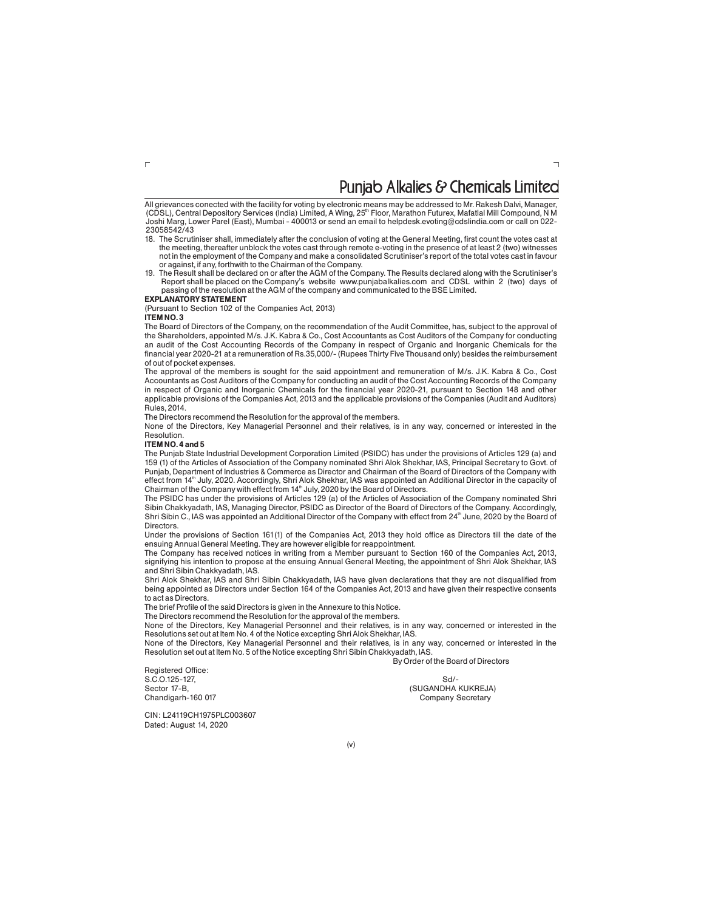All grievances conected with the facility for voting by electronic means may be addressed to Mr. Rakesh Dalvi, Manager, (CDSL), Central Depository Services (India) Limited, A Wing, 25th Floor, Marathon Futurex, Mafatlal Mill Compound, N M Joshi Marg, Lower Parel (East), Mumbai - 400013 or send an email to helpdesk.evoting@cdslindia.com or call on 022-23058542/43

18. The Scrutiniser shall, immediately after the conclusion of voting at the General Meeting, first count the votes cast at the meeting, thereafter unblock the votes cast through remote e-voting in the presence of at least 2 (two) witnesses not in the employment of the Company and make a consolidated Scrutiniser's report of the total votes cast in favour or against, if any, forthwith to the Chairman of the Company.
19. The Result shall be declared on or after the AGM of the Company. The Results declared along with the Scrutiniser's Report shall be placed on the Company's website www.punjabalkalies.com and CDSL within 2 (two) days of passing of the resolution at the AGM of the company and communicated to the BSE Limited.

**EXPLANATORY STATEMENT**

(Pursuant to Section 102 of the Companies Act, 2013)

**ITEM NO. 3**

The Board of Directors of the Company, on the recommendation of the Audit Committee, has, subject to the approval of the Shareholders, appointed M/s. J.K. Kabra & Co., Cost Accountants as Cost Auditors of the Company for conducting an audit of the Cost Accounting Records of the Company in respect of Organic and Inorganic Chemicals for the financial year 2020-21 at a remuneration of Rs.35,000/- (Rupees Thirty Five Thousand only) besides the reimbursement of out of pocket expenses.

The approval of the members is sought for the said appointment and remuneration of M/s. J.K. Kabra & Co., Cost Accountants as Cost Auditors of the Company for conducting an audit of the Cost Accounting Records of the Company in respect of Organic and Inorganic Chemicals for the financial year 2020-21, pursuant to Section 148 and other applicable provisions of the Companies Act, 2013 and the applicable provisions of the Companies (Audit and Auditors) Rules, 2014.

The Directors recommend the Resolution for the approval of the members.

None of the Directors, Key Managerial Personnel and their relatives, is in any way, concerned or interested in the Resolution.

**ITEM NO. 4 and 5**

The Punjab State Industrial Development Corporation Limited (PSIDC) has under the provisions of Articles 129 (a) and 159 (1) of the Articles of Association of the Company nominated Shri Alok Shekhar, IAS, Principal Secretary to Govt. of Punjab, Department of Industries & Commerce as Director and Chairman of the Board of Directors of the Company with effect from 14th July, 2020. Accordingly, Shri Alok Shekhar, IAS was appointed an Additional Director in the capacity of Chairman of the Company with effect from 14th July, 2020 by the Board of Directors.

The PSIDC has under the provisions of Articles 129 (a) of the Articles of Association of the Company nominated Shri Sibin Chakkyadath, IAS, Managing Director, PSIDC as Director of the Board of Directors of the Company. Accordingly, Shri Sibin C., IAS was appointed an Additional Director of the Company with effect from 24th June, 2020 by the Board of Directors.

Under the provisions of Section 161(1) of the Companies Act, 2013 they hold office as Directors till the date of the ensuing Annual General Meeting. They are however eligible for reappointment.

The Company has received notices in writing from a Member pursuant to Section 160 of the Companies Act, 2013, signifying his intention to propose at the ensuing Annual General Meeting, the appointment of Shri Alok Shekhar, IAS and Shri Sibin Chakkyadath, IAS.

Shri Alok Shekhar, IAS and Shri Sibin Chakkyadath, IAS have given declarations that they are not disqualified from being appointed as Directors under Section 164 of the Companies Act, 2013 and have given their respective consents to act as Directors.

The brief Profile of the said Directors is given in the Annexure to this Notice.

The Directors recommend the Resolution for the approval of the members.

None of the Directors, Key Managerial Personnel and their relatives, is in any way, concerned or interested in the Resolutions set out at Item No. 4 of the Notice excepting Shri Alok Shekhar, IAS.

None of the Directors, Key Managerial Personnel and their relatives, is in any way, concerned or interested in the Resolution set out at Item No. 5 of the Notice excepting Shri Sibin Chakkyadath, IAS.

By Order of the Board of Directors

Registered Office:
S.C.O.125-127,
Sector 17-B,
Chandigarh-160 017

Sd/-
(SUGANDHA KUKREJA)
Company Secretary

CIN: L24119CH1975PLC003607
Dated: August 14, 2020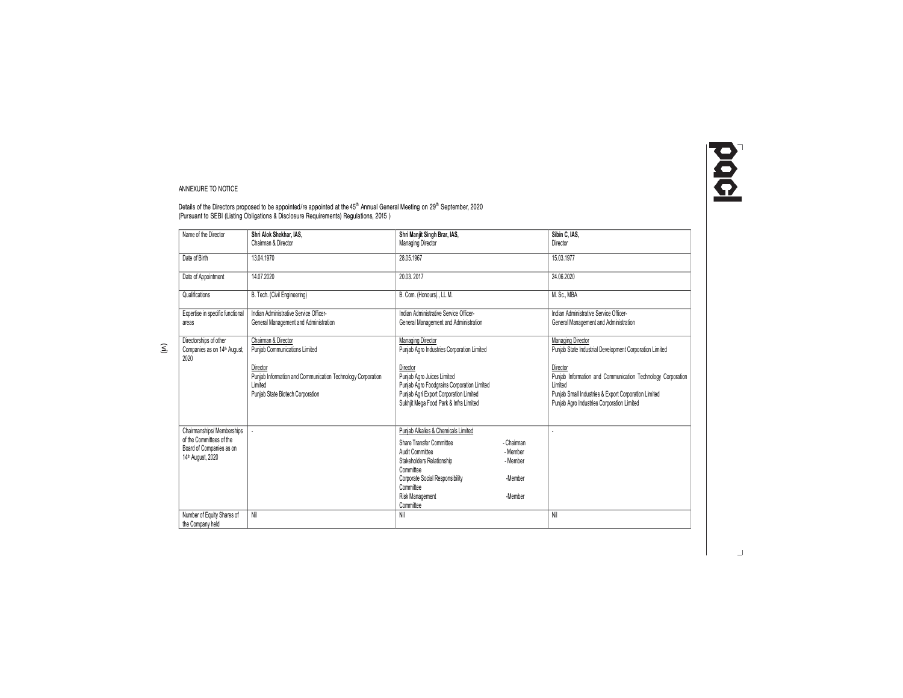ANNEXURE TO NOTICE

Details of the Directors proposed to be appointed/re appointed at the 45th Annual General Meeting on 29th September, 2020
(Pursuant to SEBI (Listing Obligations & Disclosure Requirements) Regulations, 2015 )

| Name of the Director | Shri Alok Shekhar, IAS,<br>Chairman & Director | Shri Manjit Singh Brar, IAS,<br>Managing Director | Sibin C, IAS,<br>Director |
|---|---|---|---|
| Date of Birth | 13.04.1970 | 28.05.1967 | 15.03.1977 |
| Date of Appointment | 14.07.2020 | 20.03. 2017 | 24.06.2020 |
| Qualifications | B. Tech. (Civil Engineering) | B. Com. (Honours),, LL.M. | M. Sc., MBA |
| Expertise in specific functional areas | Indian Administrative Service Officer-<br>General Management and Administration | Indian Administrative Service Officer-<br>General Management and Administration | Indian Administrative Service Officer-<br>General Management and Administration |
| Directorships of other Companies as on 14th August, 2020 | Chairman & Director<br>Punjab Communications Limited<br><br>Director<br>Punjab Information and Communication Technology Corporation Limited<br>Punjab State Biotech Corporation | Managing Director<br>Punjab Agro Industries Corporation Limited<br><br>Director<br>Punjab Agro Juices Limited<br>Punjab Agro Foodgrains Corporation Limited<br>Punjab Agri Export Corporation Limited<br>Sukhjit Mega Food Park & Infra Limited | Managing Director<br>Punjab State Industrial Development Corporation Limited<br><br>Director<br>Punjab Information and Communication Technology Corporation Limited<br>Punjab Small Industries & Export Corporation Limited<br>Punjab Agro Industries Corporation Limited |
| Chairmanships/ Memberships of the Committees of the Board of Companies as on 14th August, 2020 | - | Punjab Alkalies & Chemicals Limited<br>Share Transfer Committee - Chairman<br>Audit Committee - Member<br>Stakeholders Relationship Committee - Member<br>Corporate Social Responsibility Committee -Member<br>Risk Management Committee -Member | - |
| Number of Equity Shares of the Company held | Nil | Nil | Nil |